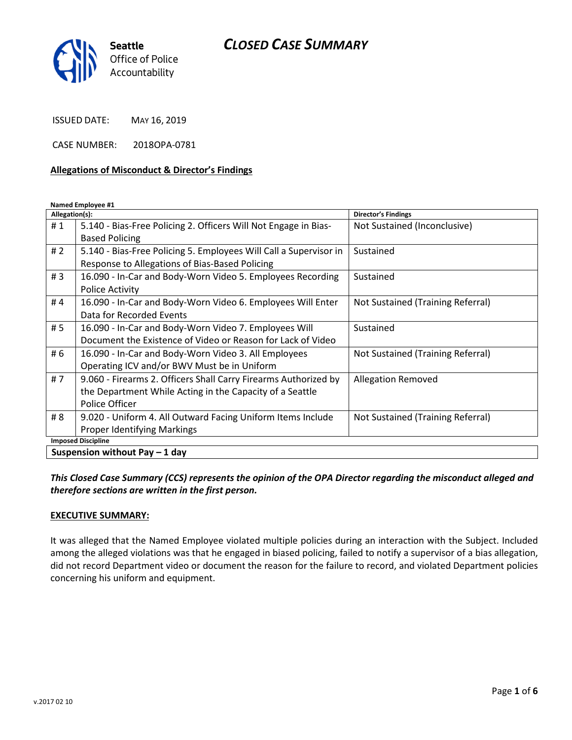# CLOSED CASE SUMMARY

Seattle Office of Police Accountability

ISSUED DATE: MAY 16, 2019

CASE NUMBER: 2018OPA-0781

**Allegations of Misconduct & Director's Findings**

**Named Employee #1**

| Allegation(s): | | Director's Findings |
|---|---|---|
| # 1 | 5.140 - Bias-Free Policing 2. Officers Will Not Engage in Bias-Based Policing | Not Sustained (Inconclusive) |
| # 2 | 5.140 - Bias-Free Policing 5. Employees Will Call a Supervisor in Response to Allegations of Bias-Based Policing | Sustained |
| # 3 | 16.090 - In-Car and Body-Worn Video 5. Employees Recording Police Activity | Sustained |
| # 4 | 16.090 - In-Car and Body-Worn Video 6. Employees Will Enter Data for Recorded Events | Not Sustained (Training Referral) |
| # 5 | 16.090 - In-Car and Body-Worn Video 7. Employees Will Document the Existence of Video or Reason for Lack of Video | Sustained |
| # 6 | 16.090 - In-Car and Body-Worn Video 3. All Employees Operating ICV and/or BWV Must be in Uniform | Not Sustained (Training Referral) |
| # 7 | 9.060 - Firearms 2. Officers Shall Carry Firearms Authorized by the Department While Acting in the Capacity of a Seattle Police Officer | Allegation Removed |
| # 8 | 9.020 - Uniform 4. All Outward Facing Uniform Items Include Proper Identifying Markings | Not Sustained (Training Referral) |

**Imposed Discipline**

**Suspension without Pay – 1 day**

***This Closed Case Summary (CCS) represents the opinion of the OPA Director regarding the misconduct alleged and therefore sections are written in the first person.***

**EXECUTIVE SUMMARY:**

It was alleged that the Named Employee violated multiple policies during an interaction with the Subject. Included among the alleged violations was that he engaged in biased policing, failed to notify a supervisor of a bias allegation, did not record Department video or document the reason for the failure to record, and violated Department policies concerning his uniform and equipment.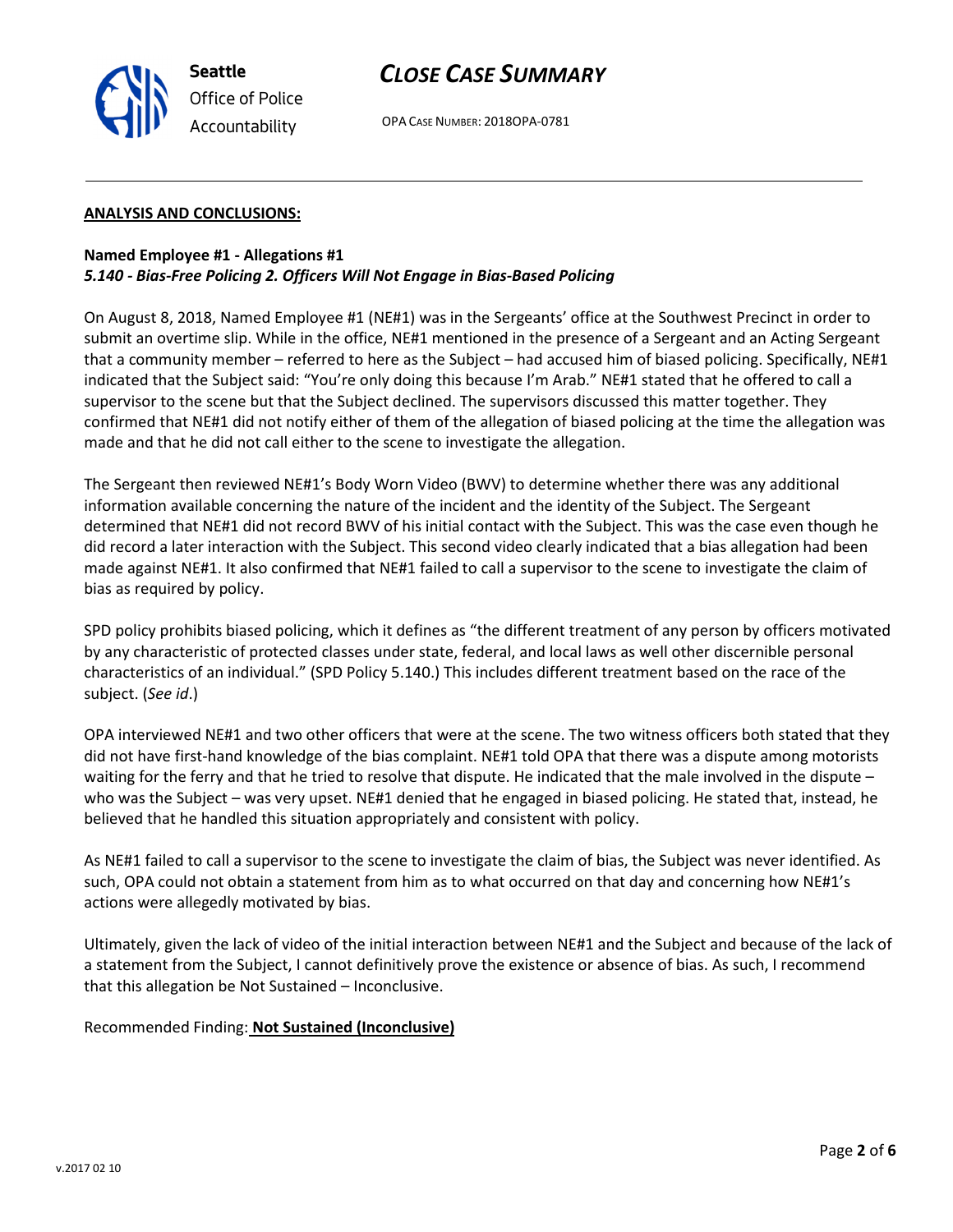**ANALYSIS AND CONCLUSIONS:**

**Named Employee #1 - Allegations #1**
***5.140 - Bias-Free Policing 2. Officers Will Not Engage in Bias-Based Policing***

On August 8, 2018, Named Employee #1 (NE#1) was in the Sergeants' office at the Southwest Precinct in order to submit an overtime slip. While in the office, NE#1 mentioned in the presence of a Sergeant and an Acting Sergeant that a community member – referred to here as the Subject – had accused him of biased policing. Specifically, NE#1 indicated that the Subject said: "You're only doing this because I'm Arab." NE#1 stated that he offered to call a supervisor to the scene but that the Subject declined. The supervisors discussed this matter together. They confirmed that NE#1 did not notify either of them of the allegation of biased policing at the time the allegation was made and that he did not call either to the scene to investigate the allegation.

The Sergeant then reviewed NE#1's Body Worn Video (BWV) to determine whether there was any additional information available concerning the nature of the incident and the identity of the Subject. The Sergeant determined that NE#1 did not record BWV of his initial contact with the Subject. This was the case even though he did record a later interaction with the Subject. This second video clearly indicated that a bias allegation had been made against NE#1. It also confirmed that NE#1 failed to call a supervisor to the scene to investigate the claim of bias as required by policy.

SPD policy prohibits biased policing, which it defines as "the different treatment of any person by officers motivated by any characteristic of protected classes under state, federal, and local laws as well other discernible personal characteristics of an individual." (SPD Policy 5.140.) This includes different treatment based on the race of the subject. (*See id*.)

OPA interviewed NE#1 and two other officers that were at the scene. The two witness officers both stated that they did not have first-hand knowledge of the bias complaint. NE#1 told OPA that there was a dispute among motorists waiting for the ferry and that he tried to resolve that dispute. He indicated that the male involved in the dispute – who was the Subject – was very upset. NE#1 denied that he engaged in biased policing. He stated that, instead, he believed that he handled this situation appropriately and consistent with policy.

As NE#1 failed to call a supervisor to the scene to investigate the claim of bias, the Subject was never identified. As such, OPA could not obtain a statement from him as to what occurred on that day and concerning how NE#1's actions were allegedly motivated by bias.

Ultimately, given the lack of video of the initial interaction between NE#1 and the Subject and because of the lack of a statement from the Subject, I cannot definitively prove the existence or absence of bias. As such, I recommend that this allegation be Not Sustained – Inconclusive.

Recommended Finding: **Not Sustained (Inconclusive)**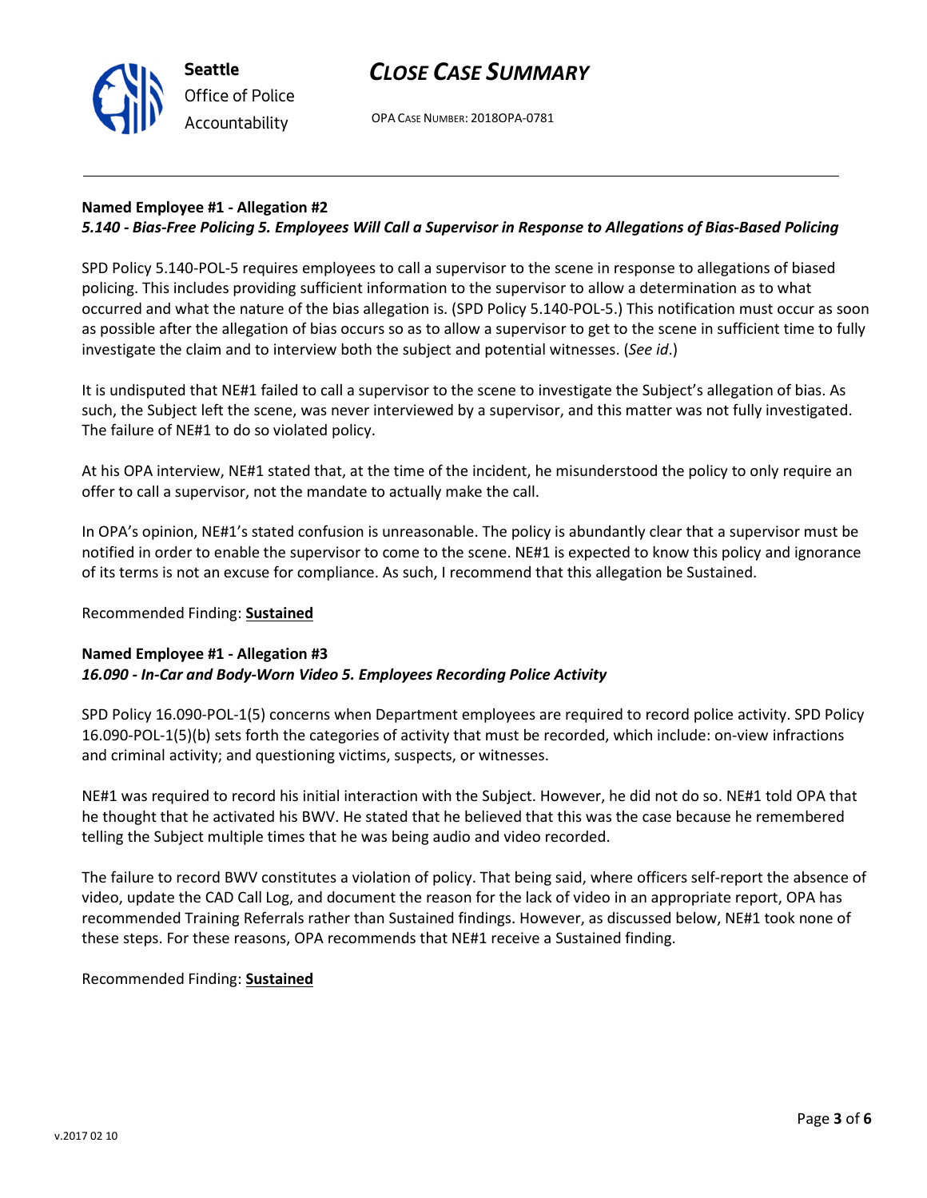**Named Employee #1 - Allegation #2**
***5.140 - Bias-Free Policing 5. Employees Will Call a Supervisor in Response to Allegations of Bias-Based Policing***

SPD Policy 5.140-POL-5 requires employees to call a supervisor to the scene in response to allegations of biased policing. This includes providing sufficient information to the supervisor to allow a determination as to what occurred and what the nature of the bias allegation is. (SPD Policy 5.140-POL-5.) This notification must occur as soon as possible after the allegation of bias occurs so as to allow a supervisor to get to the scene in sufficient time to fully investigate the claim and to interview both the subject and potential witnesses. (*See id*.)

It is undisputed that NE#1 failed to call a supervisor to the scene to investigate the Subject's allegation of bias. As such, the Subject left the scene, was never interviewed by a supervisor, and this matter was not fully investigated. The failure of NE#1 to do so violated policy.

At his OPA interview, NE#1 stated that, at the time of the incident, he misunderstood the policy to only require an offer to call a supervisor, not the mandate to actually make the call.

In OPA's opinion, NE#1's stated confusion is unreasonable. The policy is abundantly clear that a supervisor must be notified in order to enable the supervisor to come to the scene. NE#1 is expected to know this policy and ignorance of its terms is not an excuse for compliance. As such, I recommend that this allegation be Sustained.

Recommended Finding: **Sustained**

**Named Employee #1 - Allegation #3**
***16.090 - In-Car and Body-Worn Video 5. Employees Recording Police Activity***

SPD Policy 16.090-POL-1(5) concerns when Department employees are required to record police activity. SPD Policy 16.090-POL-1(5)(b) sets forth the categories of activity that must be recorded, which include: on-view infractions and criminal activity; and questioning victims, suspects, or witnesses.

NE#1 was required to record his initial interaction with the Subject. However, he did not do so. NE#1 told OPA that he thought that he activated his BWV. He stated that he believed that this was the case because he remembered telling the Subject multiple times that he was being audio and video recorded.

The failure to record BWV constitutes a violation of policy. That being said, where officers self-report the absence of video, update the CAD Call Log, and document the reason for the lack of video in an appropriate report, OPA has recommended Training Referrals rather than Sustained findings. However, as discussed below, NE#1 took none of these steps. For these reasons, OPA recommends that NE#1 receive a Sustained finding.

Recommended Finding: **Sustained**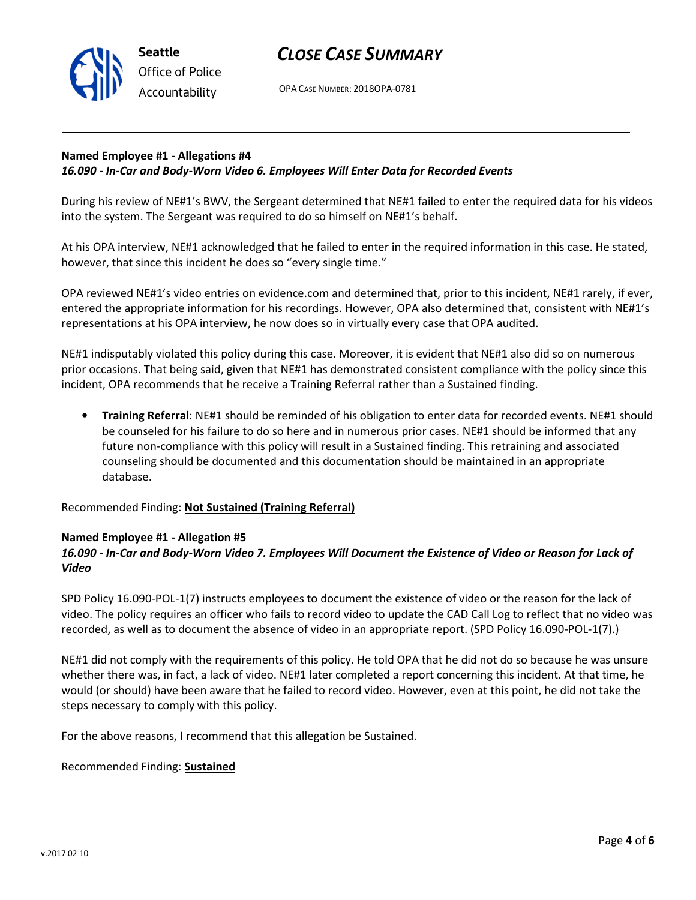**Named Employee #1 - Allegations #4**
***16.090 - In-Car and Body-Worn Video 6. Employees Will Enter Data for Recorded Events***

During his review of NE#1's BWV, the Sergeant determined that NE#1 failed to enter the required data for his videos into the system. The Sergeant was required to do so himself on NE#1's behalf.

At his OPA interview, NE#1 acknowledged that he failed to enter in the required information in this case. He stated, however, that since this incident he does so "every single time."

OPA reviewed NE#1's video entries on evidence.com and determined that, prior to this incident, NE#1 rarely, if ever, entered the appropriate information for his recordings. However, OPA also determined that, consistent with NE#1's representations at his OPA interview, he now does so in virtually every case that OPA audited.

NE#1 indisputably violated this policy during this case. Moreover, it is evident that NE#1 also did so on numerous prior occasions. That being said, given that NE#1 has demonstrated consistent compliance with the policy since this incident, OPA recommends that he receive a Training Referral rather than a Sustained finding.

- **Training Referral**: NE#1 should be reminded of his obligation to enter data for recorded events. NE#1 should be counseled for his failure to do so here and in numerous prior cases. NE#1 should be informed that any future non-compliance with this policy will result in a Sustained finding. This retraining and associated counseling should be documented and this documentation should be maintained in an appropriate database.

Recommended Finding: **Not Sustained (Training Referral)**

**Named Employee #1 - Allegation #5**
***16.090 - In-Car and Body-Worn Video 7. Employees Will Document the Existence of Video or Reason for Lack of Video***

SPD Policy 16.090-POL-1(7) instructs employees to document the existence of video or the reason for the lack of video. The policy requires an officer who fails to record video to update the CAD Call Log to reflect that no video was recorded, as well as to document the absence of video in an appropriate report. (SPD Policy 16.090-POL-1(7).)

NE#1 did not comply with the requirements of this policy. He told OPA that he did not do so because he was unsure whether there was, in fact, a lack of video. NE#1 later completed a report concerning this incident. At that time, he would (or should) have been aware that he failed to record video. However, even at this point, he did not take the steps necessary to comply with this policy.

For the above reasons, I recommend that this allegation be Sustained.

Recommended Finding: **Sustained**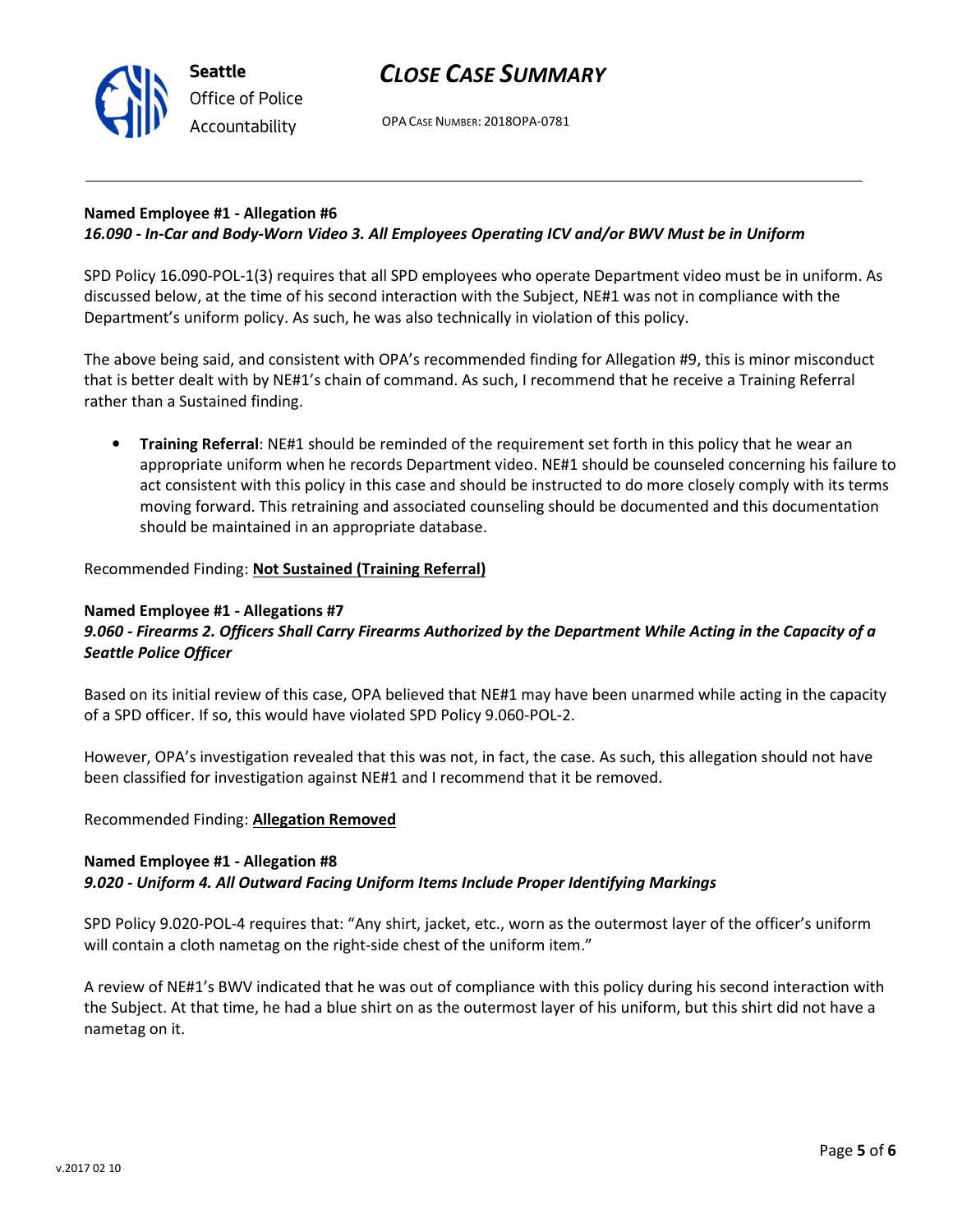**Named Employee #1 - Allegation #6**
***16.090 - In-Car and Body-Worn Video 3. All Employees Operating ICV and/or BWV Must be in Uniform***

SPD Policy 16.090-POL-1(3) requires that all SPD employees who operate Department video must be in uniform. As discussed below, at the time of his second interaction with the Subject, NE#1 was not in compliance with the Department's uniform policy. As such, he was also technically in violation of this policy.

The above being said, and consistent with OPA's recommended finding for Allegation #9, this is minor misconduct that is better dealt with by NE#1's chain of command. As such, I recommend that he receive a Training Referral rather than a Sustained finding.

- **Training Referral**: NE#1 should be reminded of the requirement set forth in this policy that he wear an appropriate uniform when he records Department video. NE#1 should be counseled concerning his failure to act consistent with this policy in this case and should be instructed to do more closely comply with its terms moving forward. This retraining and associated counseling should be documented and this documentation should be maintained in an appropriate database.

Recommended Finding: **Not Sustained (Training Referral)**

**Named Employee #1 - Allegations #7**
***9.060 - Firearms 2. Officers Shall Carry Firearms Authorized by the Department While Acting in the Capacity of a Seattle Police Officer***

Based on its initial review of this case, OPA believed that NE#1 may have been unarmed while acting in the capacity of a SPD officer. If so, this would have violated SPD Policy 9.060-POL-2.

However, OPA's investigation revealed that this was not, in fact, the case. As such, this allegation should not have been classified for investigation against NE#1 and I recommend that it be removed.

Recommended Finding: **Allegation Removed**

**Named Employee #1 - Allegation #8**
***9.020 - Uniform 4. All Outward Facing Uniform Items Include Proper Identifying Markings***

SPD Policy 9.020-POL-4 requires that: "Any shirt, jacket, etc., worn as the outermost layer of the officer's uniform will contain a cloth nametag on the right-side chest of the uniform item."

A review of NE#1's BWV indicated that he was out of compliance with this policy during his second interaction with the Subject. At that time, he had a blue shirt on as the outermost layer of his uniform, but this shirt did not have a nametag on it.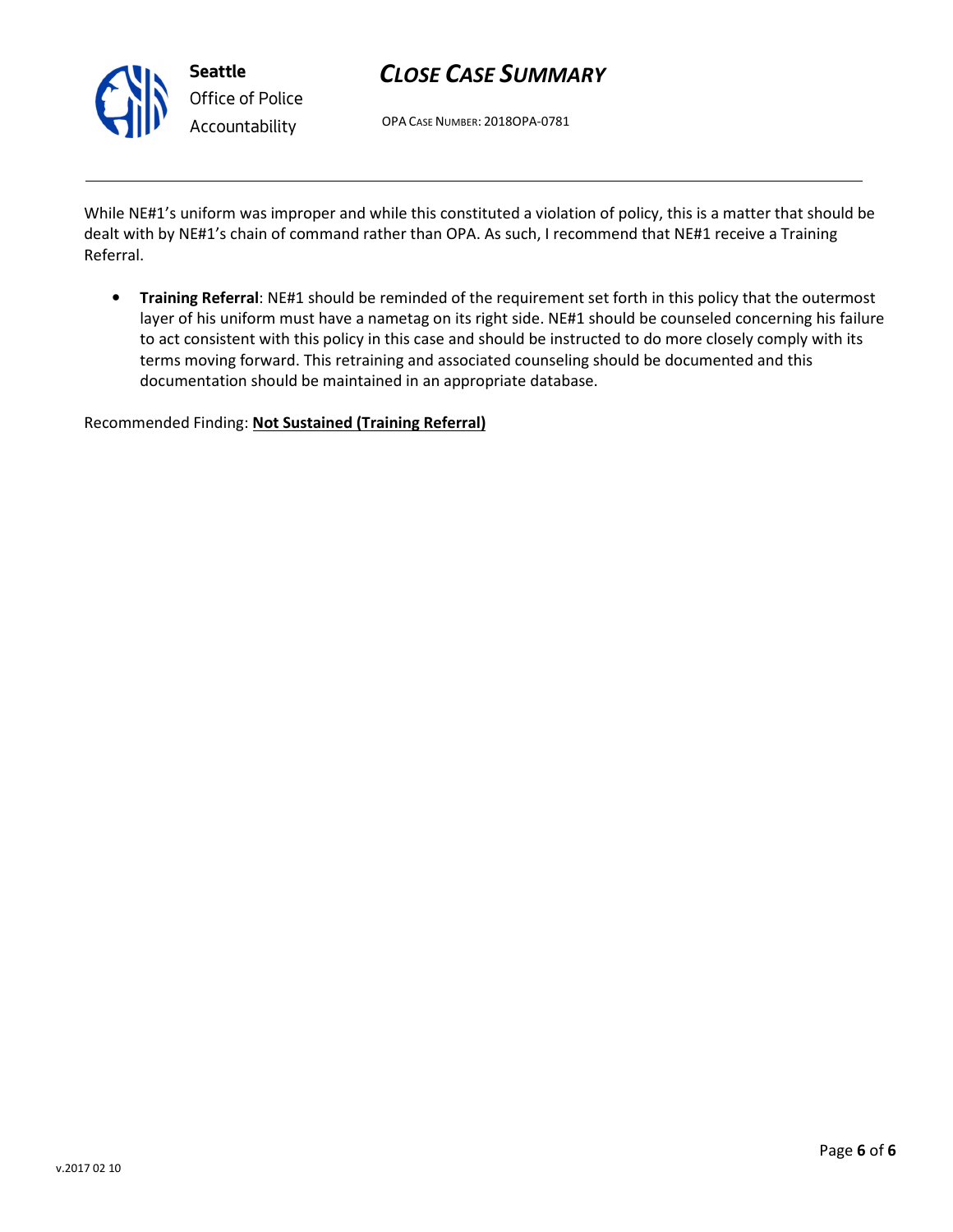While NE#1's uniform was improper and while this constituted a violation of policy, this is a matter that should be dealt with by NE#1's chain of command rather than OPA. As such, I recommend that NE#1 receive a Training Referral.

- **Training Referral**: NE#1 should be reminded of the requirement set forth in this policy that the outermost layer of his uniform must have a nametag on its right side. NE#1 should be counseled concerning his failure to act consistent with this policy in this case and should be instructed to do more closely comply with its terms moving forward. This retraining and associated counseling should be documented and this documentation should be maintained in an appropriate database.

Recommended Finding: **Not Sustained (Training Referral)**